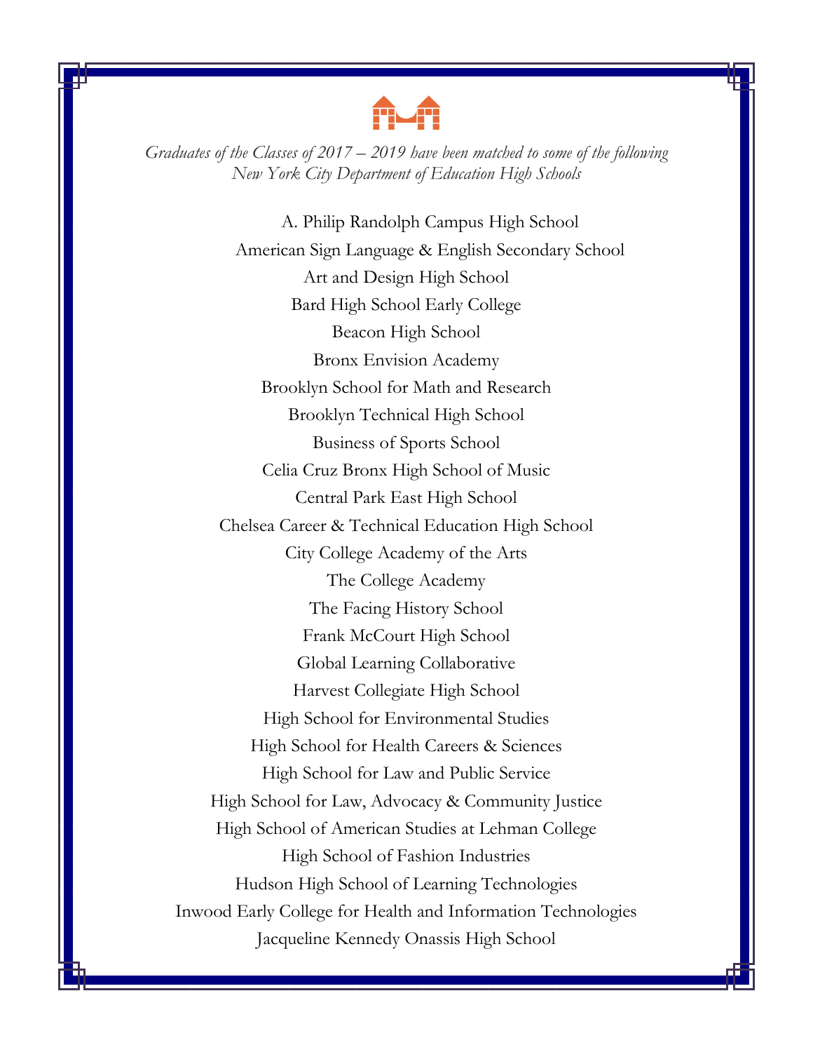*Graduates of the Classes of 2017 – 2019 have been matched to some of the following New York City Department of Education High Schools*

A. Philip Randolph Campus High School
American Sign Language & English Secondary School
Art and Design High School
Bard High School Early College
Beacon High School
Bronx Envision Academy
Brooklyn School for Math and Research
Brooklyn Technical High School
Business of Sports School
Celia Cruz Bronx High School of Music
Central Park East High School
Chelsea Career & Technical Education High School
City College Academy of the Arts
The College Academy
The Facing History School
Frank McCourt High School
Global Learning Collaborative
Harvest Collegiate High School
High School for Environmental Studies
High School for Health Careers & Sciences
High School for Law and Public Service
High School for Law, Advocacy & Community Justice
High School of American Studies at Lehman College
High School of Fashion Industries
Hudson High School of Learning Technologies
Inwood Early College for Health and Information Technologies
Jacqueline Kennedy Onassis High School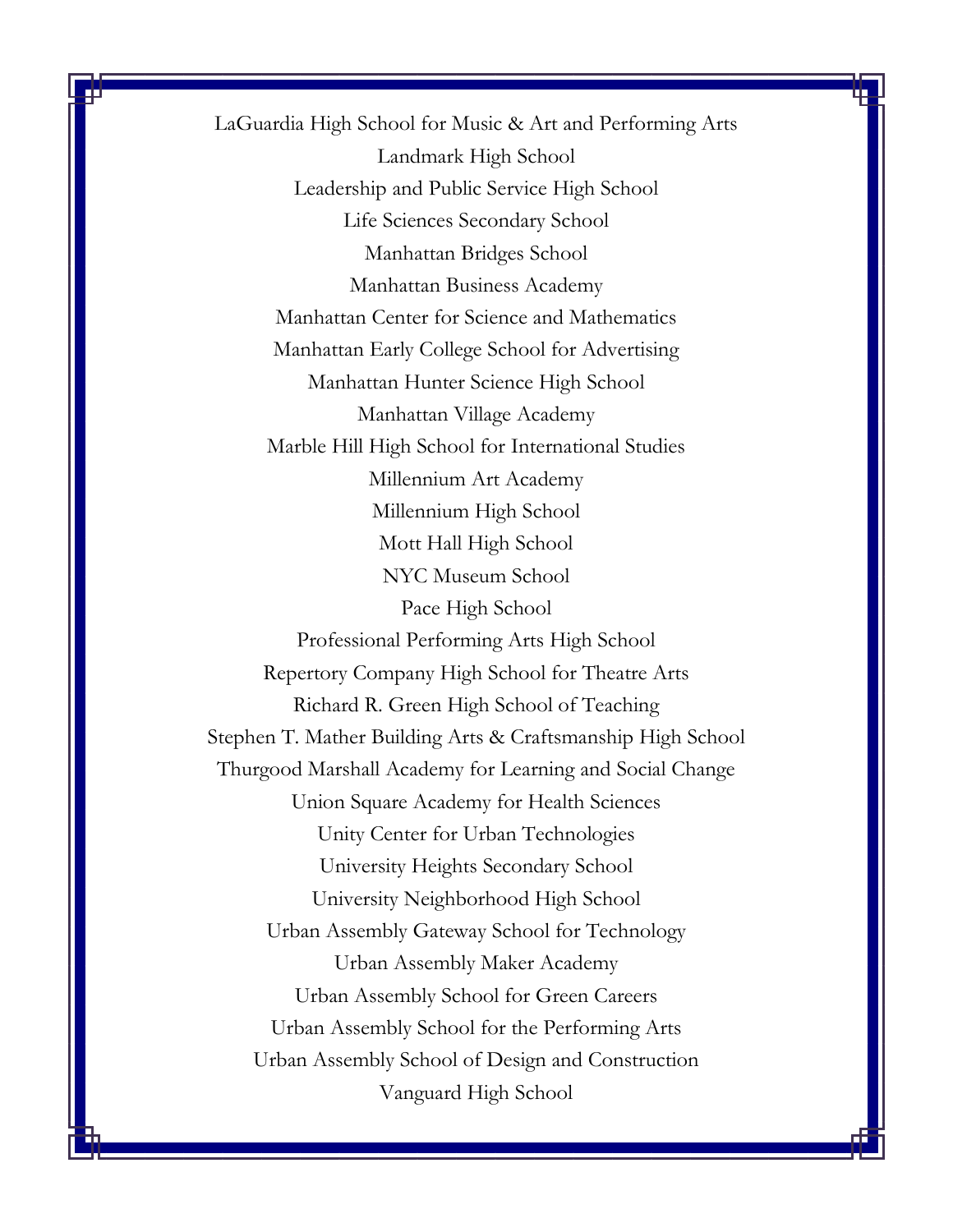LaGuardia High School for Music & Art and Performing Arts

Landmark High School

Leadership and Public Service High School

Life Sciences Secondary School

Manhattan Bridges School

Manhattan Business Academy

Manhattan Center for Science and Mathematics

Manhattan Early College School for Advertising

Manhattan Hunter Science High School

Manhattan Village Academy

Marble Hill High School for International Studies

Millennium Art Academy

Millennium High School

Mott Hall High School

NYC Museum School

Pace High School

Professional Performing Arts High School

Repertory Company High School for Theatre Arts

Richard R. Green High School of Teaching

Stephen T. Mather Building Arts & Craftsmanship High School

Thurgood Marshall Academy for Learning and Social Change

Union Square Academy for Health Sciences

Unity Center for Urban Technologies

University Heights Secondary School

University Neighborhood High School

Urban Assembly Gateway School for Technology

Urban Assembly Maker Academy

Urban Assembly School for Green Careers

Urban Assembly School for the Performing Arts

Urban Assembly School of Design and Construction

Vanguard High School